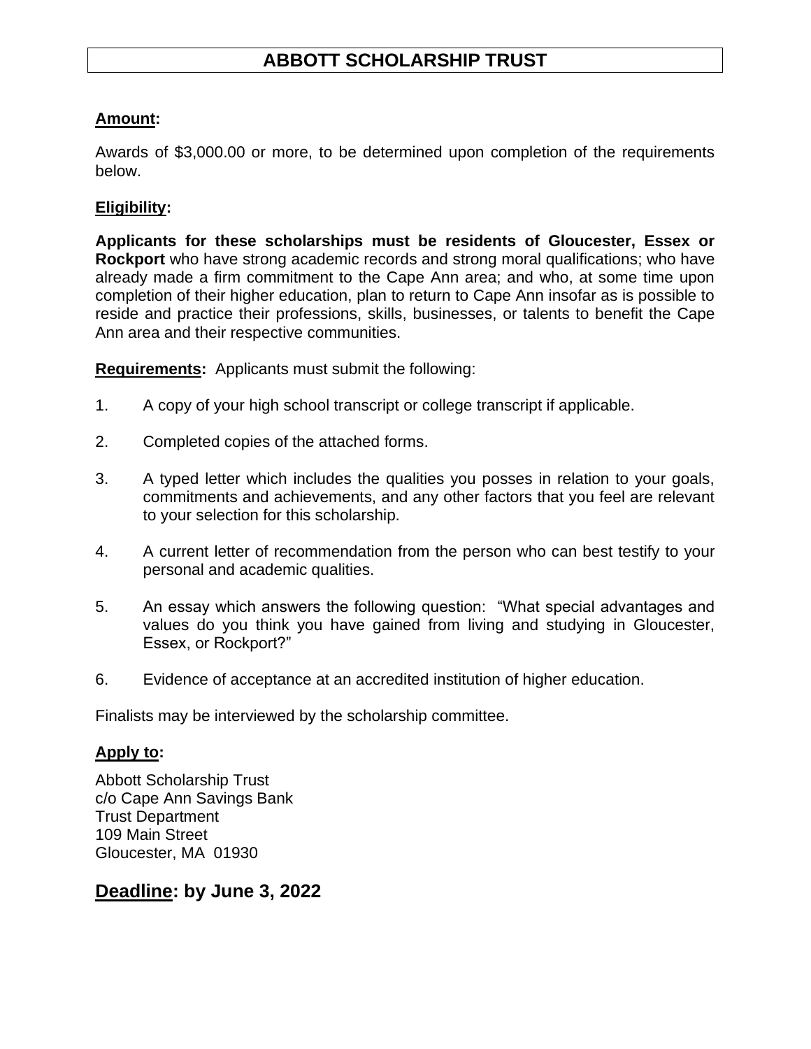# ABBOTT SCHOLARSHIP TRUST

**Amount:**

Awards of $3,000.00 or more, to be determined upon completion of the requirements below.

**Eligibility:**

**Applicants for these scholarships must be residents of Gloucester, Essex or Rockport** who have strong academic records and strong moral qualifications; who have already made a firm commitment to the Cape Ann area; and who, at some time upon completion of their higher education, plan to return to Cape Ann insofar as is possible to reside and practice their professions, skills, businesses, or talents to benefit the Cape Ann area and their respective communities.

**Requirements:** Applicants must submit the following:

1. A copy of your high school transcript or college transcript if applicable.
2. Completed copies of the attached forms.
3. A typed letter which includes the qualities you posses in relation to your goals, commitments and achievements, and any other factors that you feel are relevant to your selection for this scholarship.
4. A current letter of recommendation from the person who can best testify to your personal and academic qualities.
5. An essay which answers the following question: "What special advantages and values do you think you have gained from living and studying in Gloucester, Essex, or Rockport?"
6. Evidence of acceptance at an accredited institution of higher education.

Finalists may be interviewed by the scholarship committee.

**Apply to:**

Abbott Scholarship Trust
c/o Cape Ann Savings Bank
Trust Department
109 Main Street
Gloucester, MA 01930

## Deadline: by June 3, 2022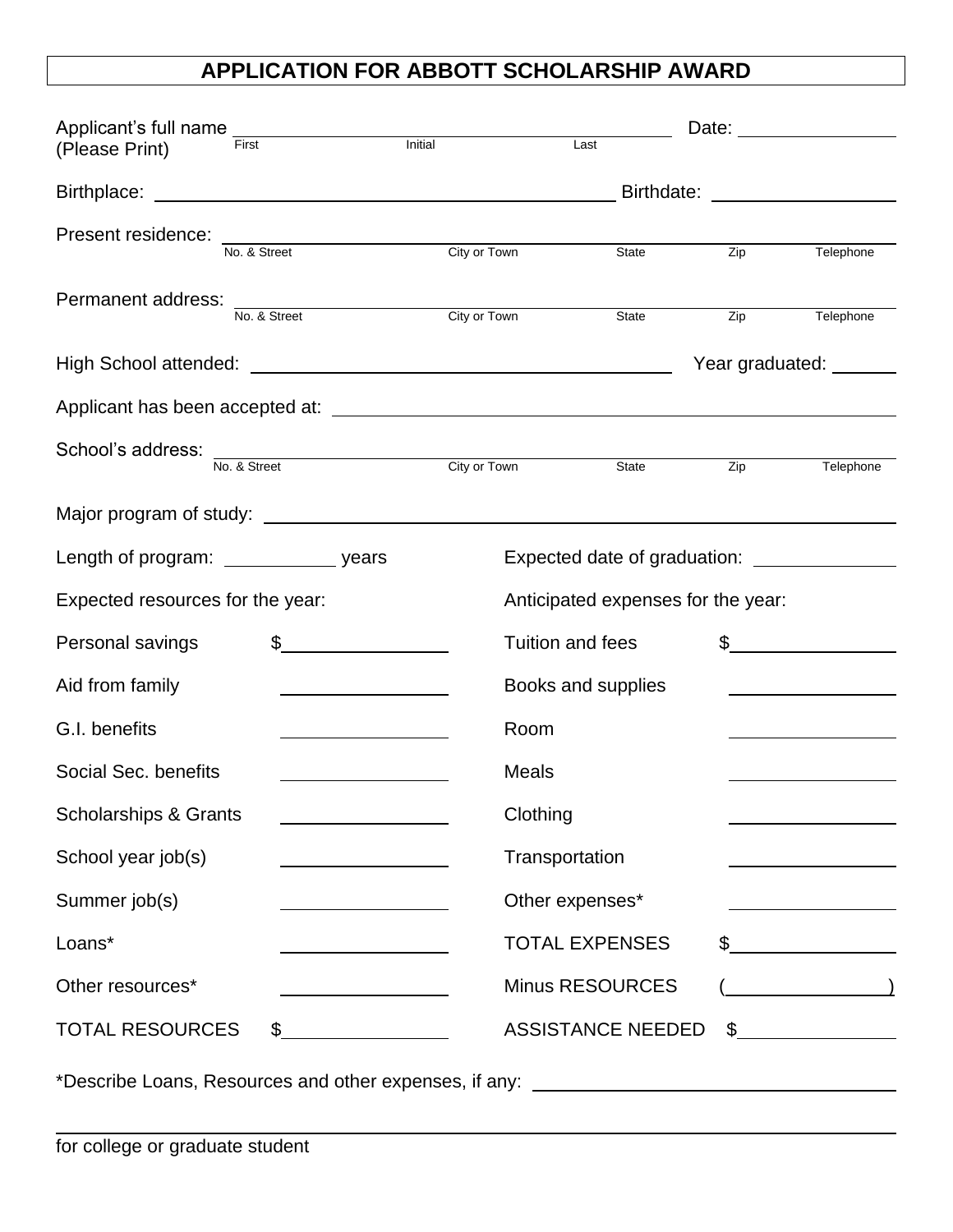# APPLICATION FOR ABBOTT SCHOLARSHIP AWARD

Applicant's full name ______________________________________ Date: ______________
(Please Print) First Initial Last

Birthplace: ______________________________________ Birthdate: ______________

Present residence: ______________________________________
No. & Street City or Town State Zip Telephone

Permanent address: ______________________________________
No. & Street City or Town State Zip Telephone

High School attended: ______________________________________ Year graduated: ______

Applicant has been accepted at: ______________________________________

School's address: ______________________________________
No. & Street City or Town State Zip Telephone

Major program of study: ______________________________________

Length of program: __________ years Expected date of graduation: ______________

| Expected resources for the year: | | Anticipated expenses for the year: | |
|---|---|---|---|
| Personal savings | $______________ | Tuition and fees | $______________ |
| Aid from family | ______________ | Books and supplies | ______________ |
| G.I. benefits | ______________ | Room | ______________ |
| Social Sec. benefits | ______________ | Meals | ______________ |
| Scholarships & Grants | ______________ | Clothing | ______________ |
| School year job(s) | ______________ | Transportation | ______________ |
| Summer job(s) | ______________ | Other expenses* | ______________ |
| Loans* | ______________ | TOTAL EXPENSES | $______________ |
| Other resources* | ______________ | Minus RESOURCES | (______________) |
| TOTAL RESOURCES | $______________ | ASSISTANCE NEEDED | $______________ |

*Describe Loans, Resources and other expenses, if any: ______________________________________

______________________________________________________________________________

for college or graduate student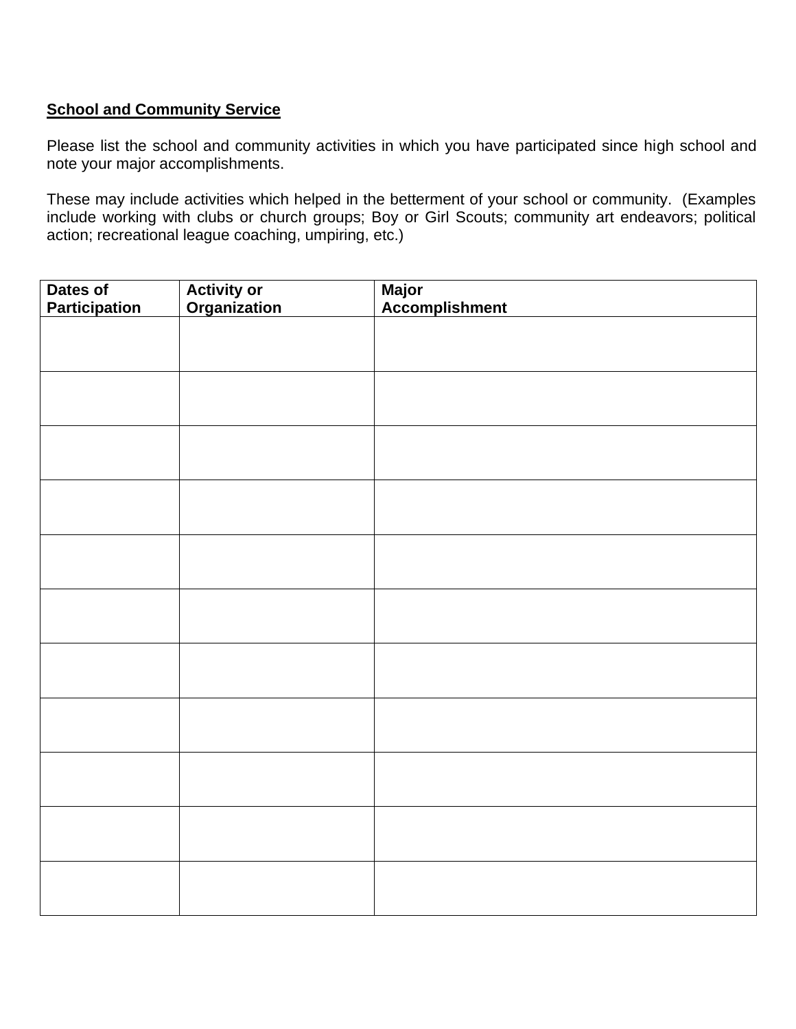**School and Community Service**

Please list the school and community activities in which you have participated since high school and note your major accomplishments.

These may include activities which helped in the betterment of your school or community. (Examples include working with clubs or church groups; Boy or Girl Scouts; community art endeavors; political action; recreational league coaching, umpiring, etc.)

| **Dates of Participation** | **Activity or Organization** | **Major Accomplishment** |
|---|---|---|
| | | |
| | | |
| | | |
| | | |
| | | |
| | | |
| | | |
| | | |
| | | |
| | | |
| | | |